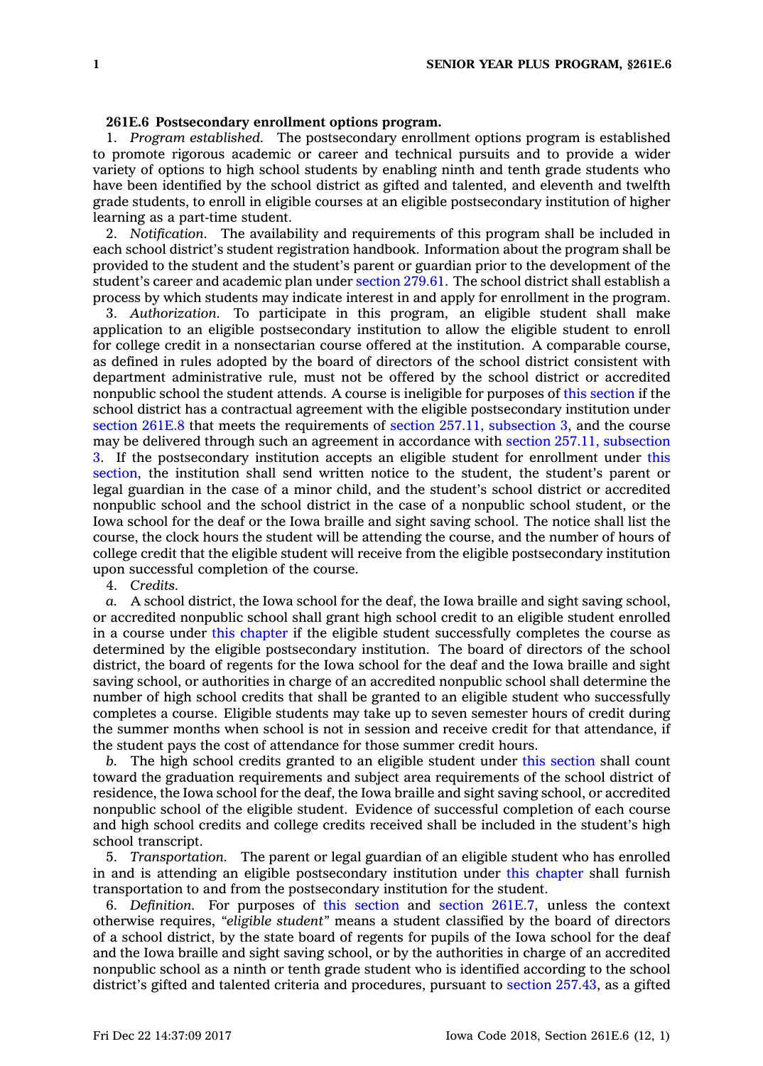**261E.6 Postsecondary enrollment options program.**

1. *Program established.* The postsecondary enrollment options program is established to promote rigorous academic or career and technical pursuits and to provide a wider variety of options to high school students by enabling ninth and tenth grade students who have been identified by the school district as gifted and talented, and eleventh and twelfth grade students, to enroll in eligible courses at an eligible postsecondary institution of higher learning as a part-time student.

2. *Notification.* The availability and requirements of this program shall be included in each school district's student registration handbook. Information about the program shall be provided to the student and the student's parent or guardian prior to the development of the student's career and academic plan under section 279.61. The school district shall establish a process by which students may indicate interest in and apply for enrollment in the program.

3. *Authorization.* To participate in this program, an eligible student shall make application to an eligible postsecondary institution to allow the eligible student to enroll for college credit in a nonsectarian course offered at the institution. A comparable course, as defined in rules adopted by the board of directors of the school district consistent with department administrative rule, must not be offered by the school district or accredited nonpublic school the student attends. A course is ineligible for purposes of this section if the school district has a contractual agreement with the eligible postsecondary institution under section 261E.8 that meets the requirements of section 257.11, subsection 3, and the course may be delivered through such an agreement in accordance with section 257.11, subsection 3. If the postsecondary institution accepts an eligible student for enrollment under this section, the institution shall send written notice to the student, the student's parent or legal guardian in the case of a minor child, and the student's school district or accredited nonpublic school and the school district in the case of a nonpublic school student, or the Iowa school for the deaf or the Iowa braille and sight saving school. The notice shall list the course, the clock hours the student will be attending the course, and the number of hours of college credit that the eligible student will receive from the eligible postsecondary institution upon successful completion of the course.

4. *Credits.*

*a.* A school district, the Iowa school for the deaf, the Iowa braille and sight saving school, or accredited nonpublic school shall grant high school credit to an eligible student enrolled in a course under this chapter if the eligible student successfully completes the course as determined by the eligible postsecondary institution. The board of directors of the school district, the board of regents for the Iowa school for the deaf and the Iowa braille and sight saving school, or authorities in charge of an accredited nonpublic school shall determine the number of high school credits that shall be granted to an eligible student who successfully completes a course. Eligible students may take up to seven semester hours of credit during the summer months when school is not in session and receive credit for that attendance, if the student pays the cost of attendance for those summer credit hours.

*b.* The high school credits granted to an eligible student under this section shall count toward the graduation requirements and subject area requirements of the school district of residence, the Iowa school for the deaf, the Iowa braille and sight saving school, or accredited nonpublic school of the eligible student. Evidence of successful completion of each course and high school credits and college credits received shall be included in the student's high school transcript.

5. *Transportation.* The parent or legal guardian of an eligible student who has enrolled in and is attending an eligible postsecondary institution under this chapter shall furnish transportation to and from the postsecondary institution for the student.

6. *Definition.* For purposes of this section and section 261E.7, unless the context otherwise requires, *"eligible student"* means a student classified by the board of directors of a school district, by the state board of regents for pupils of the Iowa school for the deaf and the Iowa braille and sight saving school, or by the authorities in charge of an accredited nonpublic school as a ninth or tenth grade student who is identified according to the school district's gifted and talented criteria and procedures, pursuant to section 257.43, as a gifted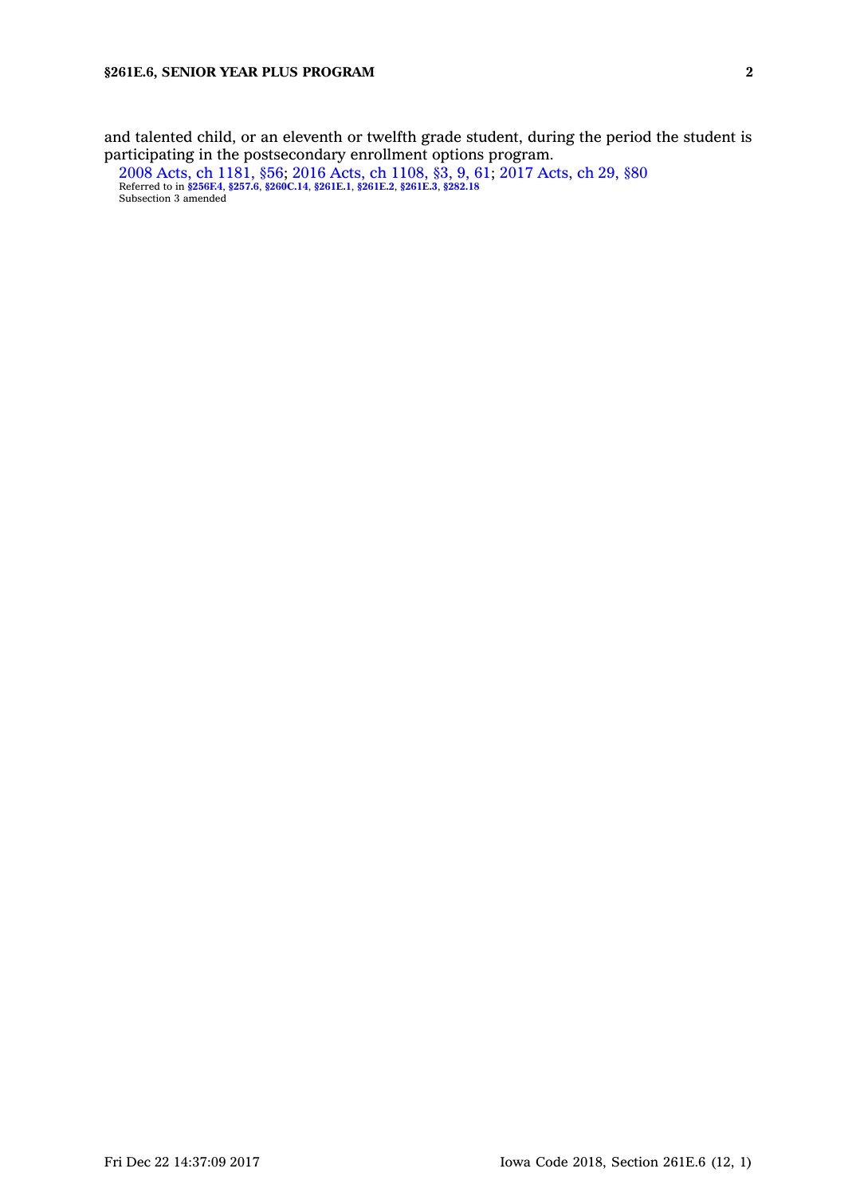and talented child, or an eleventh or twelfth grade student, during the period the student is participating in the postsecondary enrollment options program.

2008 Acts, ch 1181, §56; 2016 Acts, ch 1108, §3, 9, 61; 2017 Acts, ch 29, §80
Referred to in §256F.4, §257.6, §260C.14, §261E.1, §261E.2, §261E.3, §282.18
Subsection 3 amended